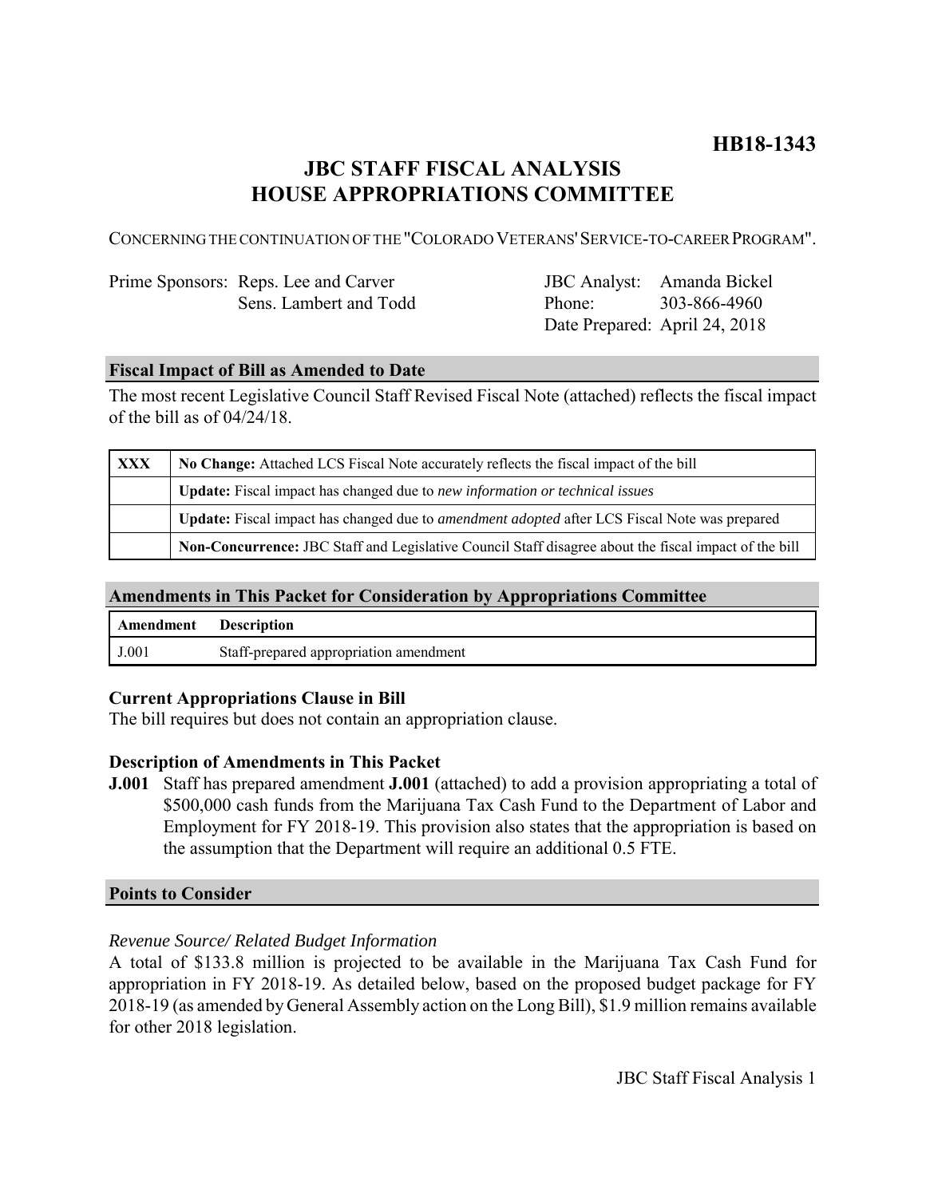**HB18-1343**

# JBC STAFF FISCAL ANALYSIS
# HOUSE APPROPRIATIONS COMMITTEE

CONCERNING THE CONTINUATION OF THE "COLORADO VETERANS' SERVICE-TO-CAREER PROGRAM".

| | | | |
|---|---|---|---|
| Prime Sponsors: | Reps. Lee and Carver | JBC Analyst: | Amanda Bickel |
| | Sens. Lambert and Todd | Phone: | 303-866-4960 |
| | | Date Prepared: | April 24, 2018 |

## Fiscal Impact of Bill as Amended to Date

The most recent Legislative Council Staff Revised Fiscal Note (attached) reflects the fiscal impact of the bill as of 04/24/18.

| | |
|---|---|
| XXX | **No Change:** Attached LCS Fiscal Note accurately reflects the fiscal impact of the bill |
| | **Update:** Fiscal impact has changed due to *new information or technical issues* |
| | **Update:** Fiscal impact has changed due to *amendment adopted* after LCS Fiscal Note was prepared |
| | **Non-Concurrence:** JBC Staff and Legislative Council Staff disagree about the fiscal impact of the bill |

## Amendments in This Packet for Consideration by Appropriations Committee

| Amendment | Description |
|---|---|
| J.001 | Staff-prepared appropriation amendment |

### Current Appropriations Clause in Bill

The bill requires but does not contain an appropriation clause.

### Description of Amendments in This Packet

**J.001** Staff has prepared amendment **J.001** (attached) to add a provision appropriating a total of $500,000 cash funds from the Marijuana Tax Cash Fund to the Department of Labor and Employment for FY 2018-19. This provision also states that the appropriation is based on the assumption that the Department will require an additional 0.5 FTE.

## Points to Consider

*Revenue Source/ Related Budget Information*

A total of $133.8 million is projected to be available in the Marijuana Tax Cash Fund for appropriation in FY 2018-19. As detailed below, based on the proposed budget package for FY 2018-19 (as amended by General Assembly action on the Long Bill), $1.9 million remains available for other 2018 legislation.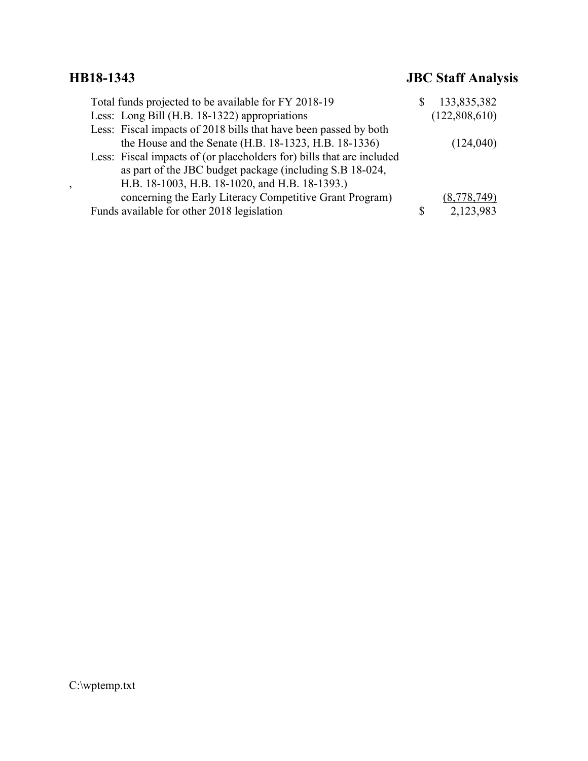| | |
|---|---|
| Total funds projected to be available for FY 2018-19 | $ 133,835,382 |
| Less: Long Bill (H.B. 18-1322) appropriations | (122,808,610) |
| Less: Fiscal impacts of 2018 bills that have been passed by both the House and the Senate (H.B. 18-1323, H.B. 18-1336) | (124,040) |
| Less: Fiscal impacts of (or placeholders for) bills that are included as part of the JBC budget package (including S.B 18-024, H.B. 18-1003, H.B. 18-1020, and H.B. 18-1393.) concerning the Early Literacy Competitive Grant Program) | (8,778,749) |
| Funds available for other 2018 legislation | $ 2,123,983 |